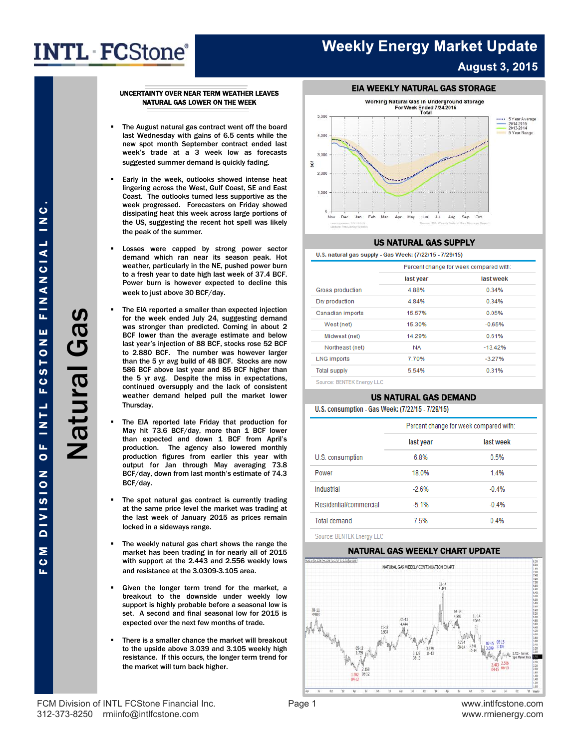# Weekly Energy Market Update

August 3, 2015

# Natural Gas

## UNCERTAINTY OVER NEAR TERM WEATHER LEAVES NATURAL GAS LOWER ON THE WEEK

- The August natural gas contract went off the board last Wednesday with gains of 6.5 cents while the new spot month September contract ended last week's trade at a 3 week low as forecasts suggested summer demand is quickly fading.
- Early in the week, outlooks showed intense heat lingering across the West, Gulf Coast, SE and East Coast. The outlooks turned less supportive as the week progressed. Forecasters on Friday showed dissipating heat this week across large portions of the US, suggesting the recent hot spell was likely the peak of the summer.
- Losses were capped by strong power sector demand which ran near its season peak. Hot weather, particularly in the NE, pushed power burn to a fresh year to date high last week of 37.4 BCF. Power burn is however expected to decline this week to just above 30 BCF/day.
- The EIA reported a smaller than expected injection for the week ended July 24, suggesting demand was stronger than predicted. Coming in about 2 BCF lower than the average estimate and below last year's injection of 88 BCF, stocks rose 52 BCF to 2.880 BCF. The number was however larger than the 5 yr avg build of 48 BCF. Stocks are now 586 BCF above last year and 85 BCF higher than the 5 yr avg. Despite the miss in expectations, continued oversupply and the lack of consistent weather demand helped pull the market lower Thursday.
- The EIA reported late Friday that production for May hit 73.6 BCF/day, more than 1 BCF lower than expected and down 1 BCF from April's production. The agency also lowered monthly production figures from earlier this year with output for Jan through May averaging 73.8 BCF/day, down from last month's estimate of 74.3 BCF/day.
- The spot natural gas contract is currently trading at the same price level the market was trading at the last week of January 2015 as prices remain locked in a sideways range.
- The weekly natural gas chart shows the range the market has been trading in for nearly all of 2015 with support at the 2.443 and 2.556 weekly lows and resistance at the 3.0309-3.105 area.
- Given the longer term trend for the market, a breakout to the downside under weekly low support is highly probable before a seasonal low is set. A second and final seasonal low for 2015 is expected over the next few months of trade.
- There is a smaller chance the market will breakout to the upside above 3.039 and 3.105 weekly high resistance. If this occurs, the longer term trend for the market will turn back higher.

## EIA WEEKLY NATURAL GAS STORAGE

## US NATURAL GAS SUPPLY

U.S. natural gas supply - Gas Week: (7/22/15 - 7/29/15)

| | Percent change for week compared with: | |
|---|---|---|
| | last year | last week |
| Gross production | 4.88% | 0.34% |
| Dry production | 4.84% | 0.34% |
| Canadian imports | 15.57% | 0.05% |
| West (net) | 15.30% | -0.65% |
| Midwest (net) | 14.29% | 0.61% |
| Northeast (net) | NA | -13.42% |
| LNG imports | 7.70% | -3.27% |
| Total supply | 5.54% | 0.31% |

Source: BENTEK Energy LLC

## US NATURAL GAS DEMAND

U.S. consumption - Gas Week: (7/22/15 - 7/29/15)

| | Percent change for week compared with: | |
|---|---|---|
| | last year | last week |
| U.S. consumption | 6.8% | 0.5% |
| Power | 18.0% | 1.4% |
| Industrial | -2.6% | -0.4% |
| Residential/commercial | -5.1% | -0.4% |
| Total demand | 7.5% | 0.4% |

Source: BENTEK Energy LLC

## NATURAL GAS WEEKLY CHART UPDATE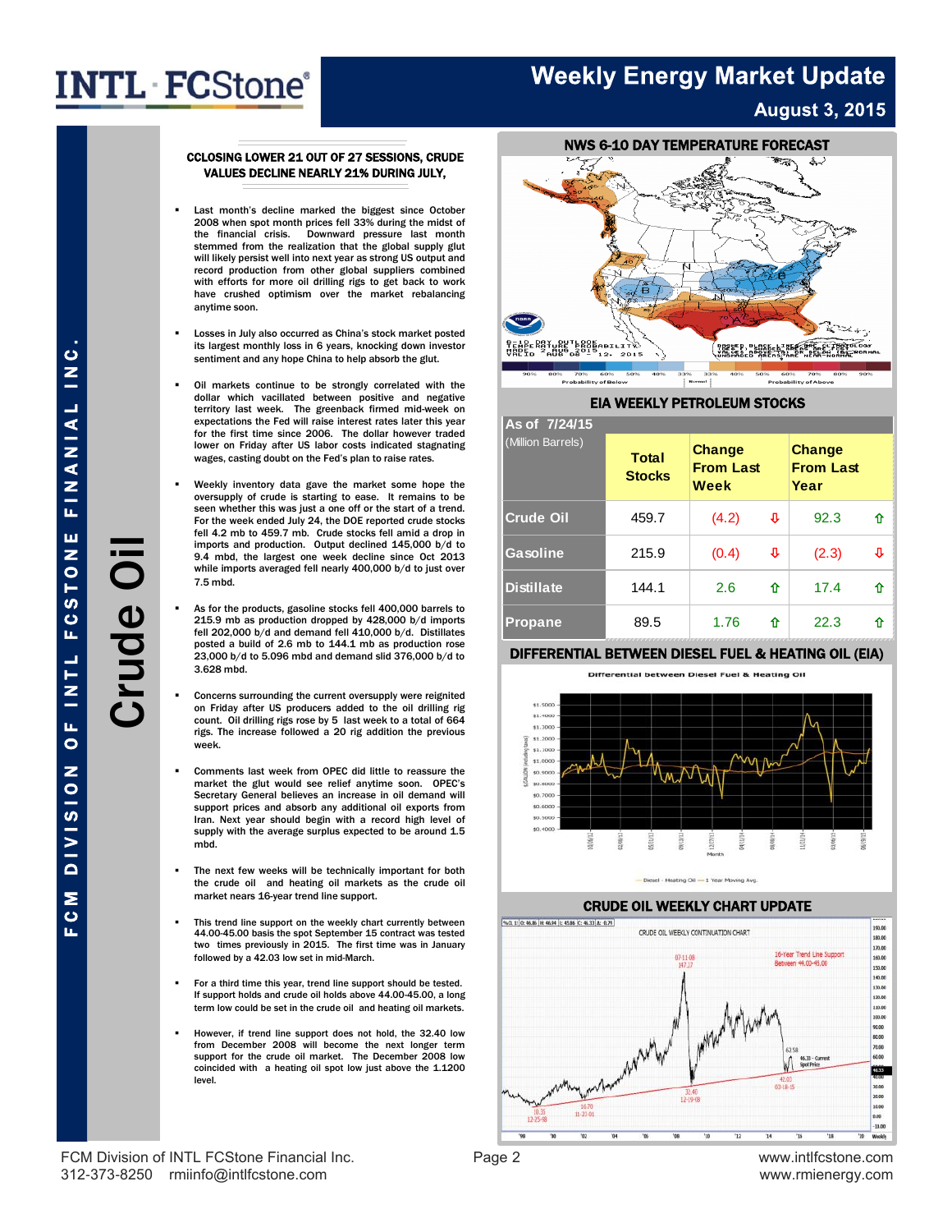# Crude Oil

## CCLOSING LOWER 21 OUT OF 27 SESSIONS, CRUDE VALUES DECLINE NEARLY 21% DURING JULY,

- Last month's decline marked the biggest since October 2008 when spot month prices fell 33% during the midst of the financial crisis. Downward pressure last month stemmed from the realization that the global supply glut will likely persist well into next year as strong US output and record production from other global suppliers combined with efforts for more oil drilling rigs to get back to work have crushed optimism over the market rebalancing anytime soon.

- Losses in July also occurred as China's stock market posted its largest monthly loss in 6 years, knocking down investor sentiment and any hope China to help absorb the glut.

- Oil markets continue to be strongly correlated with the dollar which vacillated between positive and negative territory last week. The greenback firmed mid-week on expectations the Fed will raise interest rates later this year for the first time since 2006. The dollar however traded lower on Friday after US labor costs indicated stagnating wages, casting doubt on the Fed's plan to raise rates.

- Weekly inventory data gave the market some hope the oversupply of crude is starting to ease. It remains to be seen whether this was just a one off or the start of a trend. For the week ended July 24, the DOE reported crude stocks fell 4.2 mb to 459.7 mb. Crude stocks fell amid a drop in imports and production. Output declined 145,000 b/d to 9.4 mbd, the largest one week decline since Oct 2013 while imports averaged fell nearly 400,000 b/d to just over 7.5 mbd.

- As for the products, gasoline stocks fell 400,000 barrels to 215.9 mb as production dropped by 428,000 b/d imports fell 202,000 b/d and demand fell 410,000 b/d. Distillates posted a build of 2.6 mb to 144.1 mb as production rose 23,000 b/d to 5.096 mbd and demand slid 376,000 b/d to 3.628 mbd.

- Concerns surrounding the current oversupply were reignited on Friday after US producers added to the oil drilling rig count. Oil drilling rigs rose by 5 last week to a total of 664 rigs. The increase followed a 20 rig addition the previous week.

- Comments last week from OPEC did little to reassure the market the glut would see relief anytime soon. OPEC's Secretary General believes an increase in oil demand will support prices and absorb any additional oil exports from Iran. Next year should begin with a record high level of supply with the average surplus expected to be around 1.5 mbd.

- The next few weeks will be technically important for both the crude oil and heating oil markets as the crude oil market nears 16-year trend line support.

- This trend line support on the weekly chart currently between 44.00-45.00 basis the spot September 15 contract was tested two times previously in 2015. The first time was in January followed by a 42.03 low set in mid-March.

- For a third time this year, trend line support should be tested. If support holds and crude oil holds above 44.00-45.00, a long term low could be set in the crude oil and heating oil markets.

- However, if trend line support does not hold, the 32.40 low from December 2008 will become the next longer term support for the crude oil market. The December 2008 low coincided with a heating oil spot low just above the 1.1200 level.

## NWS 6-10 DAY TEMPERATURE FORECAST

## EIA WEEKLY PETROLEUM STOCKS

| As of 7/24/15 (Million Barrels) | Total Stocks | Change From Last Week | Change From Last Year |
|---|---|---|---|
| Crude Oil | 459.7 | (4.2) ⇩ | 92.3 ⇧ |
| Gasoline | 215.9 | (0.4) ⇩ | (2.3) ⇩ |
| Distillate | 144.1 | 2.6 ⇧ | 17.4 ⇧ |
| Propane | 89.5 | 1.76 ⇧ | 22.3 ⇧ |

## DIFFERENTIAL BETWEEN DIESEL FUEL & HEATING OIL (EIA)

## CRUDE OIL WEEKLY CHART UPDATE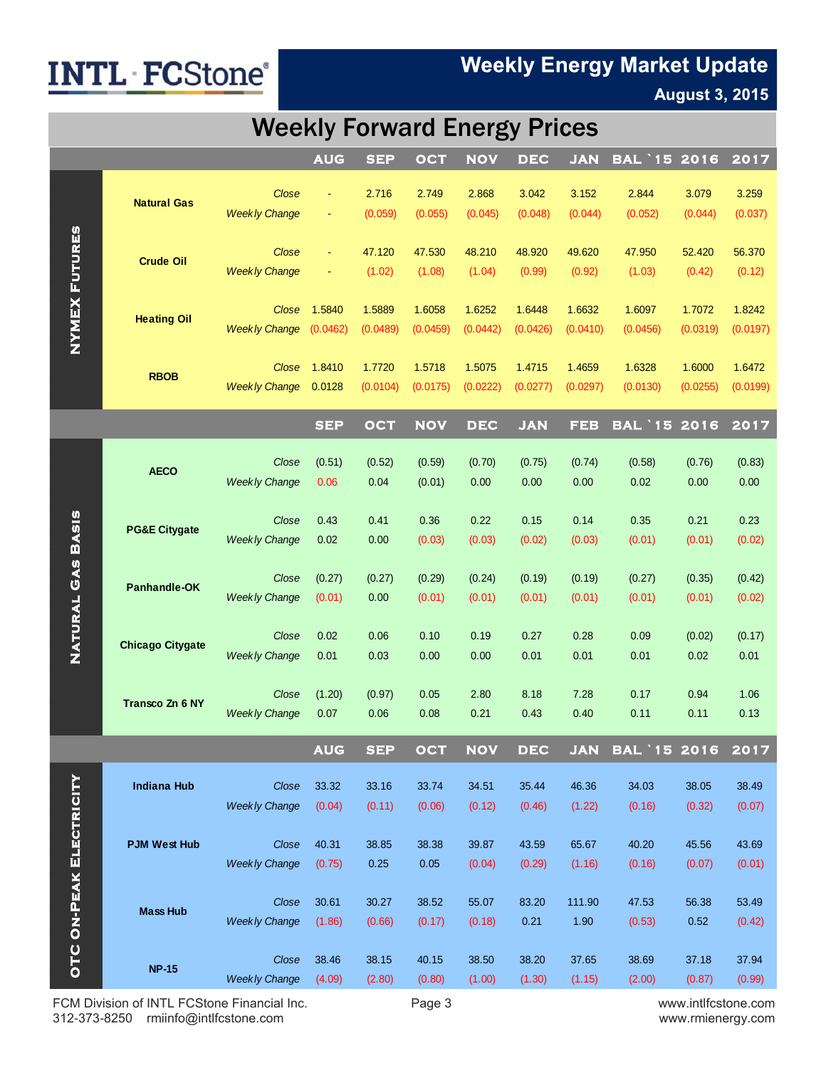# Weekly Energy Market Update

**August 3, 2015**

## Weekly Forward Energy Prices

### NYMEX Futures

| | | AUG | SEP | OCT | NOV | DEC | JAN | BAL `15 | 2016 | 2017 |
|---|---|---|---|---|---|---|---|---|---|---|
| **Natural Gas** | *Close* | - | 2.716 | 2.749 | 2.868 | 3.042 | 3.152 | 2.844 | 3.079 | 3.259 |
| | *Weekly Change* | - | (0.059) | (0.055) | (0.045) | (0.048) | (0.044) | (0.052) | (0.044) | (0.037) |
| **Crude Oil** | *Close* | - | 47.120 | 47.530 | 48.210 | 48.920 | 49.620 | 47.950 | 52.420 | 56.370 |
| | *Weekly Change* | - | (1.02) | (1.08) | (1.04) | (0.99) | (0.92) | (1.03) | (0.42) | (0.12) |
| **Heating Oil** | *Close* | 1.5840 | 1.5889 | 1.6058 | 1.6252 | 1.6448 | 1.6632 | 1.6097 | 1.7072 | 1.8242 |
| | *Weekly Change* | (0.0462) | (0.0489) | (0.0459) | (0.0442) | (0.0426) | (0.0410) | (0.0456) | (0.0319) | (0.0197) |
| **RBOB** | *Close* | 1.8410 | 1.7720 | 1.5718 | 1.5075 | 1.4715 | 1.4659 | 1.6328 | 1.6000 | 1.6472 |
| | *Weekly Change* | 0.0128 | (0.0104) | (0.0175) | (0.0222) | (0.0277) | (0.0297) | (0.0130) | (0.0255) | (0.0199) |

### Natural Gas Basis

| | | SEP | OCT | NOV | DEC | JAN | FEB | BAL `15 | 2016 | 2017 |
|---|---|---|---|---|---|---|---|---|---|---|
| **AECO** | *Close* | (0.51) | (0.52) | (0.59) | (0.70) | (0.75) | (0.74) | (0.58) | (0.76) | (0.83) |
| | *Weekly Change* | 0.06 | 0.04 | (0.01) | 0.00 | 0.00 | 0.00 | 0.02 | 0.00 | 0.00 |
| **PG&E Citygate** | *Close* | 0.43 | 0.41 | 0.36 | 0.22 | 0.15 | 0.14 | 0.35 | 0.21 | 0.23 |
| | *Weekly Change* | 0.02 | 0.00 | (0.03) | (0.03) | (0.02) | (0.03) | (0.01) | (0.01) | (0.02) |
| **Panhandle-OK** | *Close* | (0.27) | (0.27) | (0.29) | (0.24) | (0.19) | (0.19) | (0.27) | (0.35) | (0.42) |
| | *Weekly Change* | (0.01) | 0.00 | (0.01) | (0.01) | (0.01) | (0.01) | (0.01) | (0.01) | (0.02) |
| **Chicago Citygate** | *Close* | 0.02 | 0.06 | 0.10 | 0.19 | 0.27 | 0.28 | 0.09 | (0.02) | (0.17) |
| | *Weekly Change* | 0.01 | 0.03 | 0.00 | 0.00 | 0.01 | 0.01 | 0.01 | 0.02 | 0.01 |
| **Transco Zn 6 NY** | *Close* | (1.20) | (0.97) | 0.05 | 2.80 | 8.18 | 7.28 | 0.17 | 0.94 | 1.06 |
| | *Weekly Change* | 0.07 | 0.06 | 0.08 | 0.21 | 0.43 | 0.40 | 0.11 | 0.11 | 0.13 |

### OTC On-Peak Electricity

| | | AUG | SEP | OCT | NOV | DEC | JAN | BAL `15 | 2016 | 2017 |
|---|---|---|---|---|---|---|---|---|---|---|
| **Indiana Hub** | *Close* | 33.32 | 33.16 | 33.74 | 34.51 | 35.44 | 46.36 | 34.03 | 38.05 | 38.49 |
| | *Weekly Change* | (0.04) | (0.11) | (0.06) | (0.12) | (0.46) | (1.22) | (0.16) | (0.32) | (0.07) |
| **PJM West Hub** | *Close* | 40.31 | 38.85 | 38.38 | 39.87 | 43.59 | 65.67 | 40.20 | 45.56 | 43.69 |
| | *Weekly Change* | (0.75) | 0.25 | 0.05 | (0.04) | (0.29) | (1.16) | (0.16) | (0.07) | (0.01) |
| **Mass Hub** | *Close* | 30.61 | 30.27 | 38.52 | 55.07 | 83.20 | 111.90 | 47.53 | 56.38 | 53.49 |
| | *Weekly Change* | (1.86) | (0.66) | (0.17) | (0.18) | 0.21 | 1.90 | (0.53) | 0.52 | (0.42) |
| **NP-15** | *Close* | 38.46 | 38.15 | 40.15 | 38.50 | 38.20 | 37.65 | 38.69 | 37.18 | 37.94 |
| | *Weekly Change* | (4.09) | (2.80) | (0.80) | (1.00) | (1.30) | (1.15) | (2.00) | (0.87) | (0.99) |

FCM Division of INTL FCStone Financial Inc.
312-373-8250 rmiinfo@intlfcstone.com

www.intlfcstone.com
www.rmienergy.com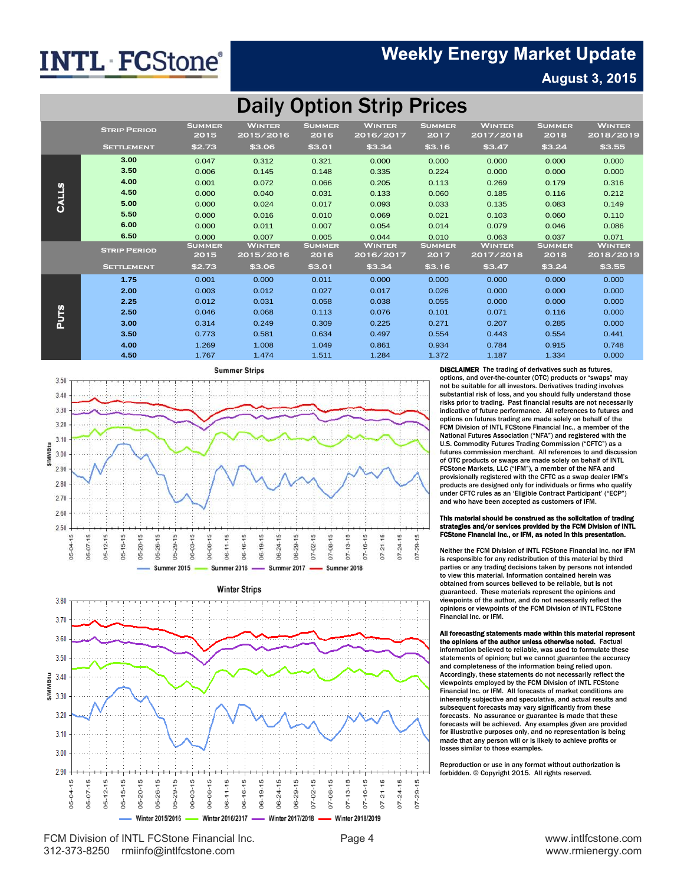# Weekly Energy Market Update

**August 3, 2015**

## Daily Option Strip Prices

| | Strip Period | Summer 2015 | Winter 2015/2016 | Summer 2016 | Winter 2016/2017 | Summer 2017 | Winter 2017/2018 | Summer 2018 | Winter 2018/2019 |
|---|---|---|---|---|---|---|---|---|---|
| | Settlement | $2.73 | $3.06 | $3.01 | $3.34 | $3.16 | $3.47 | $3.24 | $3.55 |
| Calls | 3.00 | 0.047 | 0.312 | 0.321 | 0.000 | 0.000 | 0.000 | 0.000 | 0.000 |
| Calls | 3.50 | 0.006 | 0.145 | 0.148 | 0.335 | 0.224 | 0.000 | 0.000 | 0.000 |
| Calls | 4.00 | 0.001 | 0.072 | 0.066 | 0.205 | 0.113 | 0.269 | 0.179 | 0.316 |
| Calls | 4.50 | 0.000 | 0.040 | 0.031 | 0.133 | 0.060 | 0.185 | 0.116 | 0.212 |
| Calls | 5.00 | 0.000 | 0.024 | 0.017 | 0.093 | 0.033 | 0.135 | 0.083 | 0.149 |
| Calls | 5.50 | 0.000 | 0.016 | 0.010 | 0.069 | 0.021 | 0.103 | 0.060 | 0.110 |
| Calls | 6.00 | 0.000 | 0.011 | 0.007 | 0.054 | 0.014 | 0.079 | 0.046 | 0.086 |
| Calls | 6.50 | 0.000 | 0.007 | 0.005 | 0.044 | 0.010 | 0.063 | 0.037 | 0.071 |
| | Strip Period | Summer 2015 | Winter 2015/2016 | Summer 2016 | Winter 2016/2017 | Summer 2017 | Winter 2017/2018 | Summer 2018 | Winter 2018/2019 |
| | Settlement | $2.73 | $3.06 | $3.01 | $3.34 | $3.16 | $3.47 | $3.24 | $3.55 |
| Puts | 1.75 | 0.001 | 0.000 | 0.011 | 0.000 | 0.000 | 0.000 | 0.000 | 0.000 |
| Puts | 2.00 | 0.003 | 0.012 | 0.027 | 0.017 | 0.026 | 0.000 | 0.000 | 0.000 |
| Puts | 2.25 | 0.012 | 0.031 | 0.058 | 0.038 | 0.055 | 0.000 | 0.000 | 0.000 |
| Puts | 2.50 | 0.046 | 0.068 | 0.113 | 0.076 | 0.101 | 0.071 | 0.116 | 0.000 |
| Puts | 3.00 | 0.314 | 0.249 | 0.309 | 0.225 | 0.271 | 0.207 | 0.285 | 0.000 |
| Puts | 3.50 | 0.773 | 0.581 | 0.634 | 0.497 | 0.554 | 0.443 | 0.554 | 0.441 |
| Puts | 4.00 | 1.269 | 1.008 | 1.049 | 0.861 | 0.934 | 0.784 | 0.915 | 0.748 |
| Puts | 4.50 | 1.767 | 1.474 | 1.511 | 1.284 | 1.372 | 1.187 | 1.334 | 0.000 |

Summer Strips

$/MMBtu

3.50 3.40 3.30 3.20 3.10 3.00 2.90 2.80 2.70 2.60 2.50

05-04-15 05-07-15 05-12-15 05-15-15 05-20-15 05-26-15 05-29-15 06-03-15 06-08-15 06-11-15 06-16-15 06-19-15 06-24-15 06-29-15 07-02-15 07-08-15 07-13-15 07-16-15 07-21-15 07-24-15 07-29-15

Summer 2015 — Summer 2016 — Summer 2017 — Summer 2018

Winter Strips

$/MMBtu

3.80 3.70 3.60 3.50 3.40 3.30 3.20 3.10 3.00 2.90

05-04-15 05-07-15 05-12-15 05-15-15 05-20-15 05-26-15 05-29-15 06-03-15 06-08-15 06-11-15 06-16-15 06-19-15 06-24-15 06-29-15 07-02-15 07-08-15 07-13-15 07-16-15 07-21-15 07-24-15 07-29-15

Winter 2015/2016 — Winter 2016/2017 — Winter 2017/2018 — Winter 2018/2019

**DISCLAIMER** The trading of derivatives such as futures, options, and over-the-counter (OTC) products or "swaps" may not be suitable for all investors. Derivatives trading involves substantial risk of loss, and you should fully understand those risks prior to trading. Past financial results are not necessarily indicative of future performance. All references to futures and options on futures trading are made solely on behalf of the FCM Division of INTL FCStone Financial Inc., a member of the National Futures Association ("NFA") and registered with the U.S. Commodity Futures Trading Commission ("CFTC") as a futures commission merchant. All references to and discussion of OTC products or swaps are made solely on behalf of INTL FCStone Markets, LLC ("IFM"), a member of the NFA and provisionally registered with the CFTC as a swap dealer IFM's products are designed only for individuals or firms who qualify under CFTC rules as an 'Eligible Contract Participant' ("ECP") and who have been accepted as customers of IFM.

**This material should be construed as the solicitation of trading strategies and/or services provided by the FCM Division of INTL FCStone Financial Inc., or IFM, as noted in this presentation.**

Neither the FCM Division of INTL FCStone Financial Inc. nor IFM is responsible for any redistribution of this material by third parties or any trading decisions taken by persons not intended to view this material. Information contained herein was obtained from sources believed to be reliable, but is not guaranteed. These materials represent the opinions and viewpoints of the author, and do not necessarily reflect the opinions or viewpoints of the FCM Division of INTL FCStone Financial Inc. or IFM.

**All forecasting statements made within this material represent the opinions of the author unless otherwise noted.** Factual information believed to reliable, was used to formulate these statements of opinion; but we cannot guarantee the accuracy and completeness of the information being relied upon. Accordingly, these statements do not necessarily reflect the viewpoints employed by the FCM Division of INTL FCStone Financial Inc. or IFM. All forecasts of market conditions are inherently subjective and speculative, and actual results and subsequent forecasts may vary significantly from these forecasts. No assurance or guarantee is made that these forecasts will be achieved. Any examples given are provided for illustrative purposes only, and no representation is being made that any person will or is likely to achieve profits or losses similar to those examples.

Reproduction or use in any format without authorization is forbidden. © Copyright 2015. All rights reserved.